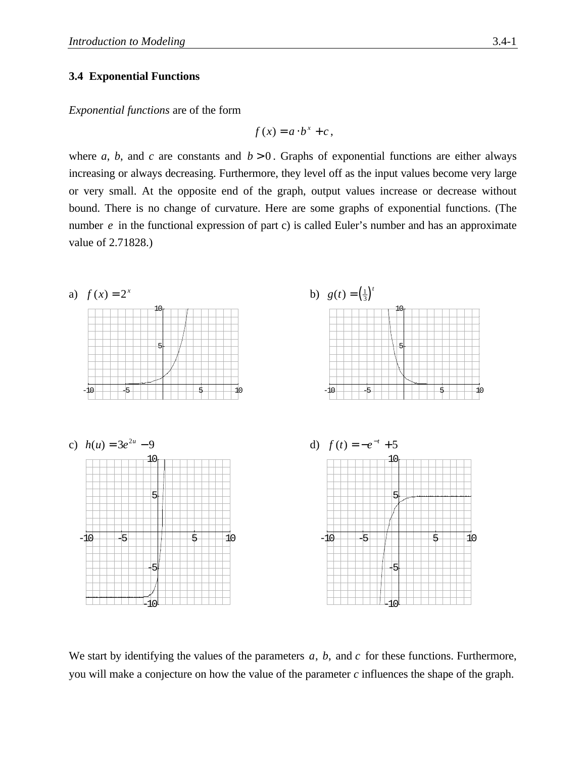### 3.4 Exponential Functions

*Exponential functions* are of the form

$$f(x) = a \cdot b^x + c,$$

where *a*, *b*, and *c* are constants and $b > 0$. Graphs of exponential functions are either always increasing or always decreasing. Furthermore, they level off as the input values become very large or very small. At the opposite end of the graph, output values increase or decrease without bound. There is no change of curvature. Here are some graphs of exponential functions. (The number $e$ in the functional expression of part c) is called Euler's number and has an approximate value of 2.71828.)

a) $f(x) = 2^x$

b) $g(t) = \left(\frac{1}{3}\right)^t$

c) $h(u) = 3e^{2u} - 9$

d) $f(t) = -e^{-t} + 5$

We start by identifying the values of the parameters $a$, $b$, and $c$ for these functions. Furthermore, you will make a conjecture on how the value of the parameter *c* influences the shape of the graph.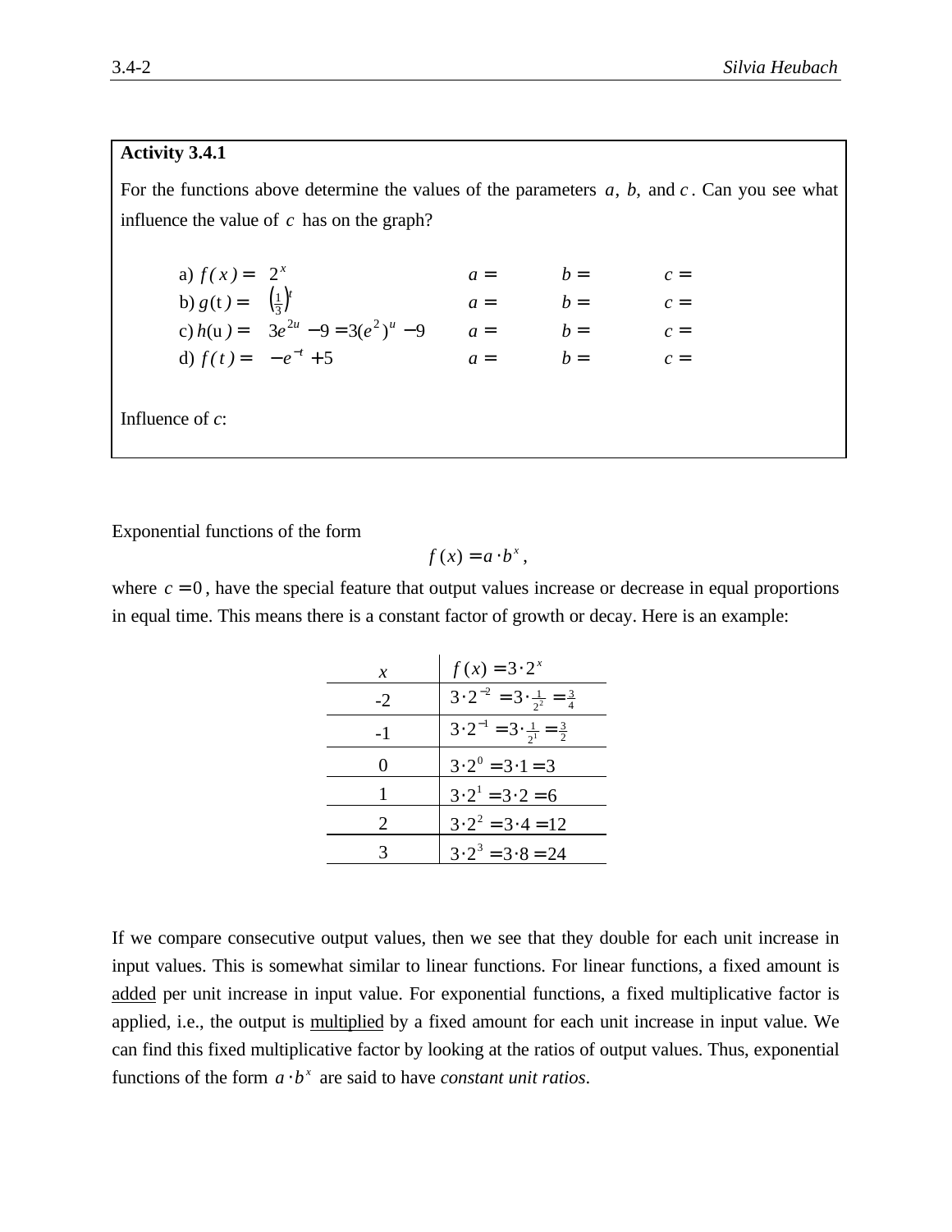**Activity 3.4.1**

For the functions above determine the values of the parameters $a$, $b$, and $c$. Can you see what influence the value of $c$ has on the graph?

a) $f(x) = 2^x$ $\quad a =$ $\quad b =$ $\quad c =$

b) $g(t) = \left(\frac{1}{3}\right)^t$ $\quad a =$ $\quad b =$ $\quad c =$

c) $h(u) = 3e^{2u} - 9 = 3(e^2)^u - 9$ $\quad a =$ $\quad b =$ $\quad c =$

d) $f(t) = -e^{-t} + 5$ $\quad a =$ $\quad b =$ $\quad c =$

Influence of $c$:

Exponential functions of the form

$$f(x) = a \cdot b^x,$$

where $c = 0$, have the special feature that output values increase or decrease in equal proportions in equal time. This means there is a constant factor of growth or decay. Here is an example:

| $x$ | $f(x) = 3 \cdot 2^x$ |
|---|---|
| -2 | $3 \cdot 2^{-2} = 3 \cdot \frac{1}{2^2} = \frac{3}{4}$ |
| -1 | $3 \cdot 2^{-1} = 3 \cdot \frac{1}{2^1} = \frac{3}{2}$ |
| 0 | $3 \cdot 2^0 = 3 \cdot 1 = 3$ |
| 1 | $3 \cdot 2^1 = 3 \cdot 2 = 6$ |
| 2 | $3 \cdot 2^2 = 3 \cdot 4 = 12$ |
| 3 | $3 \cdot 2^3 = 3 \cdot 8 = 24$ |

If we compare consecutive output values, then we see that they double for each unit increase in input values. This is somewhat similar to linear functions. For linear functions, a fixed amount is added per unit increase in input value. For exponential functions, a fixed multiplicative factor is applied, i.e., the output is multiplied by a fixed amount for each unit increase in input value. We can find this fixed multiplicative factor by looking at the ratios of output values. Thus, exponential functions of the form $a \cdot b^x$ are said to have *constant unit ratios*.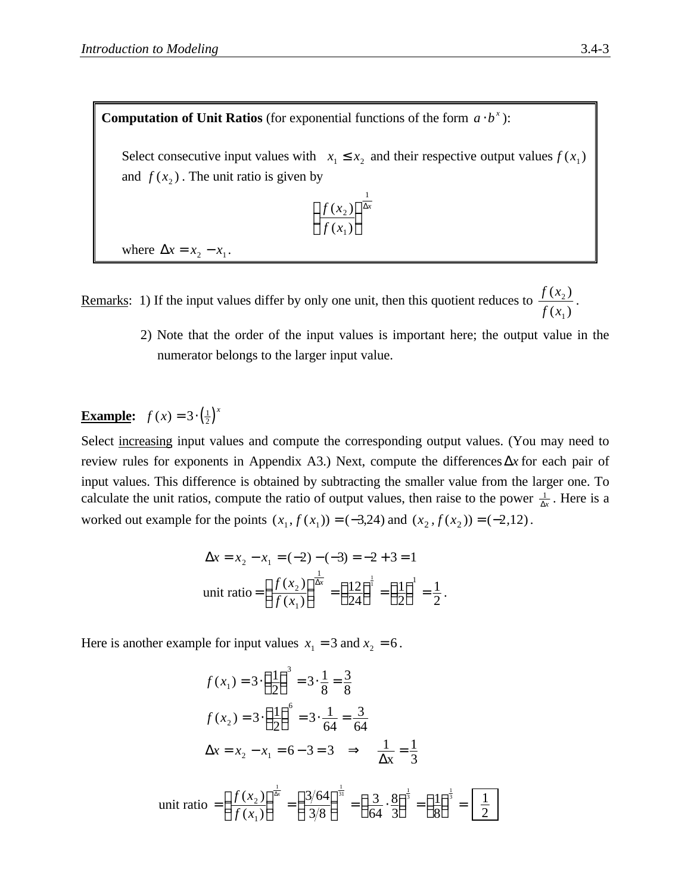**Computation of Unit Ratios** (for exponential functions of the form $a \cdot b^x$):

Select consecutive input values with $x_1 \leq x_2$ and their respective output values $f(x_1)$ and $f(x_2)$. The unit ratio is given by

$$\left(\frac{f(x_2)}{f(x_1)}\right)^{\frac{1}{\Delta x}}$$

where $\Delta x = x_2 - x_1$.

Remarks: 1) If the input values differ by only one unit, then this quotient reduces to $\frac{f(x_2)}{f(x_1)}$.

2) Note that the order of the input values is important here; the output value in the numerator belongs to the larger input value.

**Example:** $f(x) = 3 \cdot \left(\frac{1}{2}\right)^x$

Select increasing input values and compute the corresponding output values. (You may need to review rules for exponents in Appendix A3.) Next, compute the differences $\Delta x$ for each pair of input values. This difference is obtained by subtracting the smaller value from the larger one. To calculate the unit ratios, compute the ratio of output values, then raise to the power $\frac{1}{\Delta x}$. Here is a worked out example for the points $(x_1, f(x_1)) = (-3, 24)$ and $(x_2, f(x_2)) = (-2, 12)$.

$$\Delta x = x_2 - x_1 = (-2) - (-3) = -2 + 3 = 1$$

$$\text{unit ratio} = \left(\frac{f(x_2)}{f(x_1)}\right)^{\frac{1}{\Delta x}} = \left(\frac{12}{24}\right)^{\frac{1}{1}} = \left(\frac{1}{2}\right)^{1} = \frac{1}{2}.$$

Here is another example for input values $x_1 = 3$ and $x_2 = 6$.

$$f(x_1) = 3 \cdot \left(\frac{1}{2}\right)^3 = 3 \cdot \frac{1}{8} = \frac{3}{8}$$

$$f(x_2) = 3 \cdot \left(\frac{1}{2}\right)^6 = 3 \cdot \frac{1}{64} = \frac{3}{64}$$

$$\Delta x = x_2 - x_1 = 6 - 3 = 3 \quad \Rightarrow \quad \frac{1}{\Delta x} = \frac{1}{3}$$

$$\text{unit ratio} = \left(\frac{f(x_2)}{f(x_1)}\right)^{\frac{1}{\Delta x}} = \left(\frac{3/64}{3/8}\right)^{\frac{1}{3}} = \left(\frac{3}{64} \cdot \frac{8}{3}\right)^{\frac{1}{3}} = \left(\frac{1}{8}\right)^{\frac{1}{3}} = \boxed{\frac{1}{2}}$$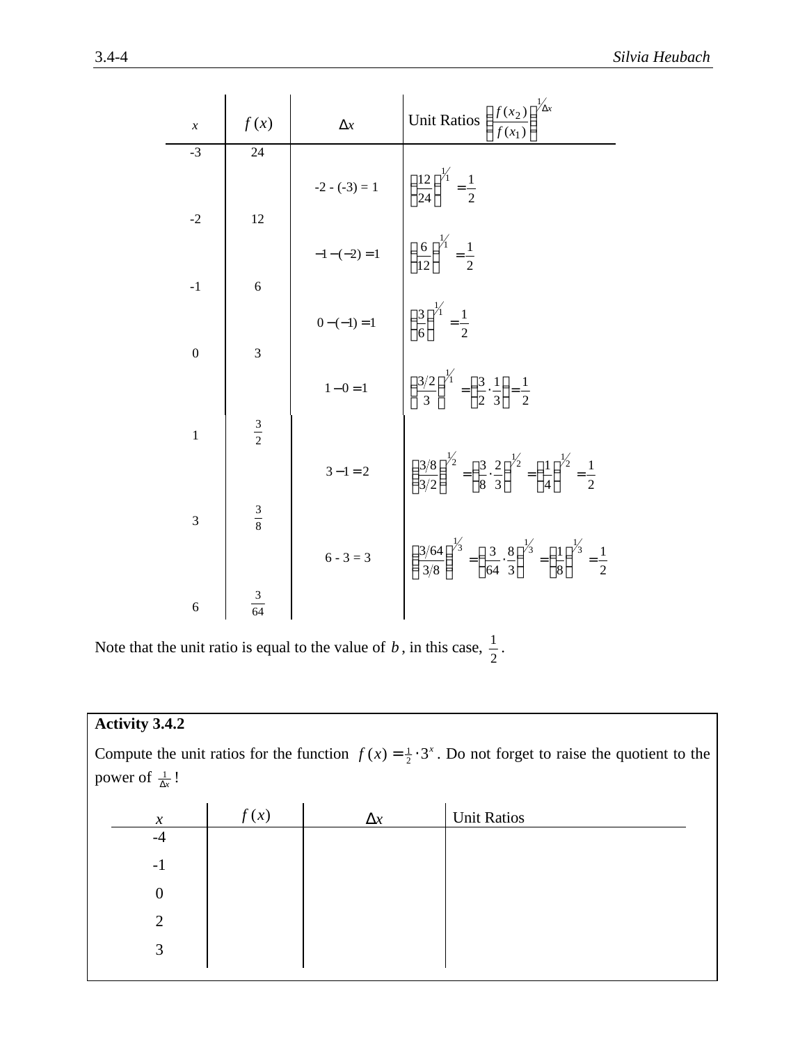| $x$ | $f(x)$ | $\Delta x$ | Unit Ratios $\left(\frac{f(x_2)}{f(x_1)}\right)^{1/\Delta x}$ |
|---|---|---|---|
| -3 | 24 | | |
| | | -2 - (-3) = 1 | $\left(\frac{12}{24}\right)^{1/1} = \frac{1}{2}$ |
| -2 | 12 | | |
| | | $-1-(-2)=1$ | $\left(\frac{6}{12}\right)^{1/1} = \frac{1}{2}$ |
| -1 | 6 | | |
| | | $0-(-1)=1$ | $\left(\frac{3}{6}\right)^{1/1} = \frac{1}{2}$ |
| 0 | 3 | | |
| | | $1-0=1$ | $\left(\frac{3/2}{3}\right)^{1/1} = \left(\frac{3}{2}\cdot\frac{1}{3}\right) = \frac{1}{2}$ |
| 1 | $\frac{3}{2}$ | | |
| | | $3-1=2$ | $\left(\frac{3/8}{3/2}\right)^{1/2} = \left(\frac{3}{8}\cdot\frac{2}{3}\right)^{1/2} = \left(\frac{1}{4}\right)^{1/2} = \frac{1}{2}$ |
| 3 | $\frac{3}{8}$ | | |
| | | 6 - 3 = 3 | $\left(\frac{3/64}{3/8}\right)^{1/3} = \left(\frac{3}{64}\cdot\frac{8}{3}\right)^{1/3} = \left(\frac{1}{8}\right)^{1/3} = \frac{1}{2}$ |
| 6 | $\frac{3}{64}$ | | |

Note that the unit ratio is equal to the value of $b$, in this case, $\frac{1}{2}$.

**Activity 3.4.2**

Compute the unit ratios for the function $f(x) = \frac{1}{2}\cdot 3^x$. Do not forget to raise the quotient to the power of $\frac{1}{\Delta x}$!

| $x$ | $f(x)$ | $\Delta x$ | Unit Ratios |
|---|---|---|---|
| -4 | | | |
| -1 | | | |
| 0 | | | |
| 2 | | | |
| 3 | | | |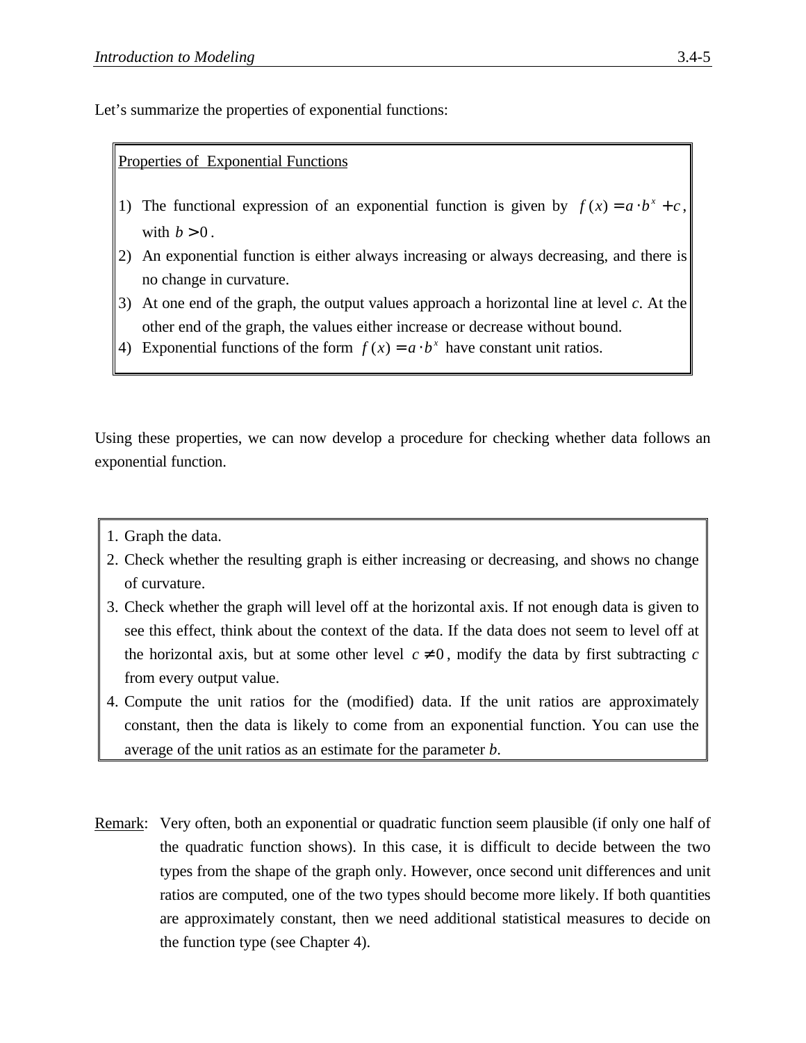Let's summarize the properties of exponential functions:

> Properties of Exponential Functions
>
> 1) The functional expression of an exponential function is given by $f(x) = a \cdot b^x + c$, with $b > 0$.
> 2) An exponential function is either always increasing or always decreasing, and there is no change in curvature.
> 3) At one end of the graph, the output values approach a horizontal line at level *c*. At the other end of the graph, the values either increase or decrease without bound.
> 4) Exponential functions of the form $f(x) = a \cdot b^x$ have constant unit ratios.

Using these properties, we can now develop a procedure for checking whether data follows an exponential function.

> 1. Graph the data.
> 2. Check whether the resulting graph is either increasing or decreasing, and shows no change of curvature.
> 3. Check whether the graph will level off at the horizontal axis. If not enough data is given to see this effect, think about the context of the data. If the data does not seem to level off at the horizontal axis, but at some other level $c \neq 0$, modify the data by first subtracting *c* from every output value.
> 4. Compute the unit ratios for the (modified) data. If the unit ratios are approximately constant, then the data is likely to come from an exponential function. You can use the average of the unit ratios as an estimate for the parameter *b*.

Remark: Very often, both an exponential or quadratic function seem plausible (if only one half of the quadratic function shows). In this case, it is difficult to decide between the two types from the shape of the graph only. However, once second unit differences and unit ratios are computed, one of the two types should become more likely. If both quantities are approximately constant, then we need additional statistical measures to decide on the function type (see Chapter 4).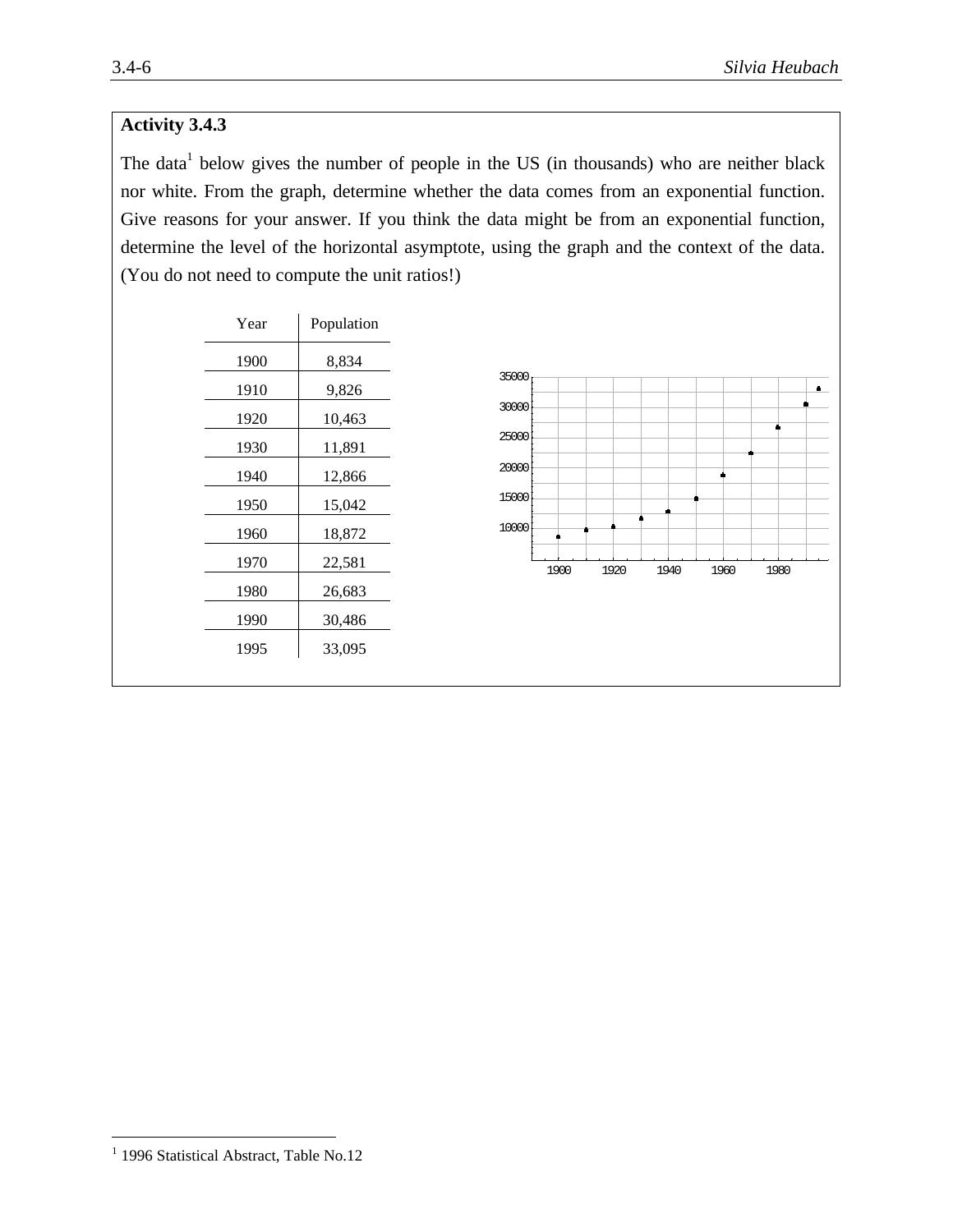**Activity 3.4.3**

The data[1] below gives the number of people in the US (in thousands) who are neither black nor white. From the graph, determine whether the data comes from an exponential function. Give reasons for your answer. If you think the data might be from an exponential function, determine the level of the horizontal asymptote, using the graph and the context of the data. (You do not need to compute the unit ratios!)

| Year | Population |
|---|---|
| 1900 | 8,834 |
| 1910 | 9,826 |
| 1920 | 10,463 |
| 1930 | 11,891 |
| 1940 | 12,866 |
| 1950 | 15,042 |
| 1960 | 18,872 |
| 1970 | 22,581 |
| 1980 | 26,683 |
| 1990 | 30,486 |
| 1995 | 33,095 |

35000
30000
25000
20000
15000
10000
1900 1920 1940 1960 1980

[1] 1996 Statistical Abstract, Table No.12